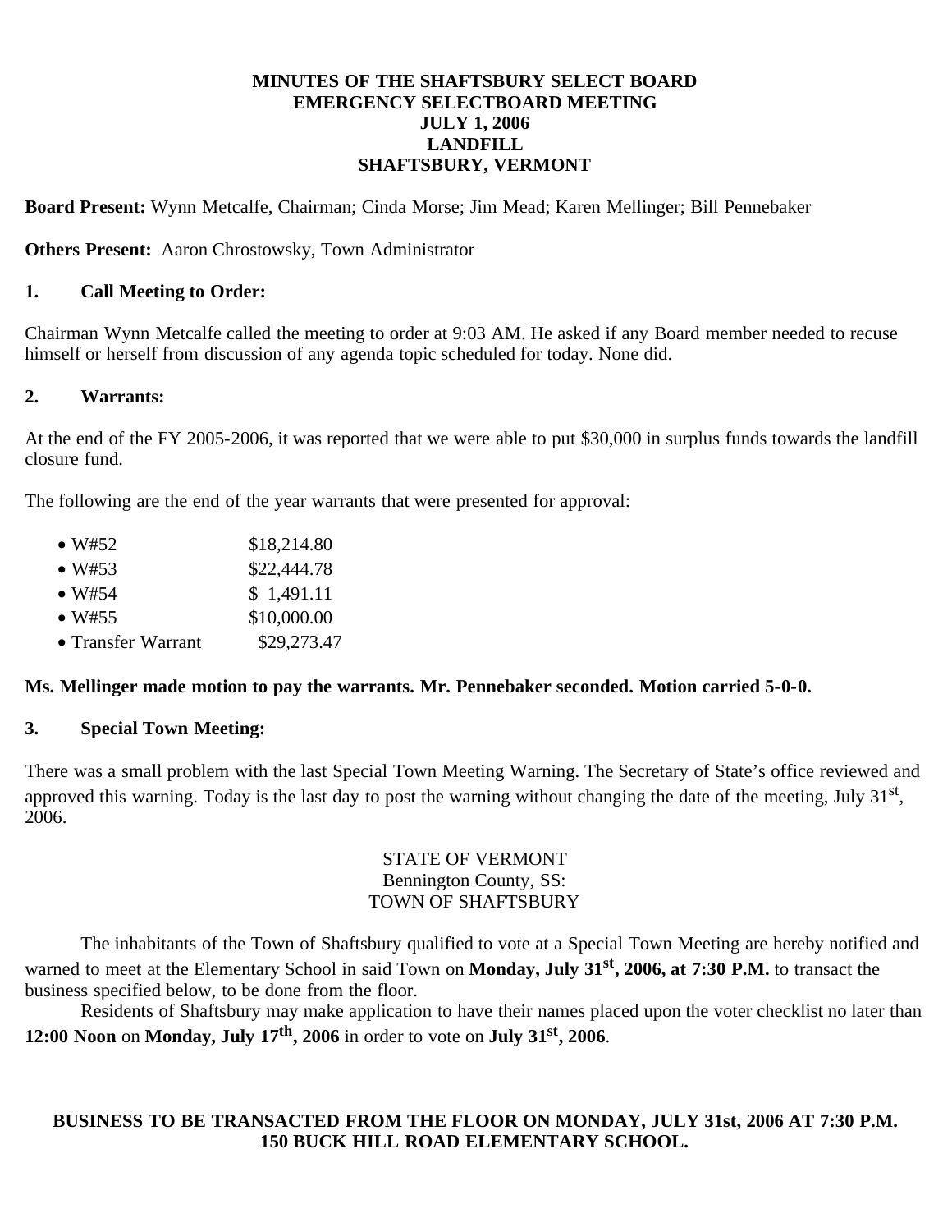**MINUTES OF THE SHAFTSBURY SELECT BOARD**
**EMERGENCY SELECTBOARD MEETING**
**JULY 1, 2006**
**LANDFILL**
**SHAFTSBURY, VERMONT**

**Board Present:** Wynn Metcalfe, Chairman; Cinda Morse; Jim Mead; Karen Mellinger; Bill Pennebaker

**Others Present:** Aaron Chrostowsky, Town Administrator

## 1. Call Meeting to Order:

Chairman Wynn Metcalfe called the meeting to order at 9:03 AM. He asked if any Board member needed to recuse himself or herself from discussion of any agenda topic scheduled for today. None did.

## 2. Warrants:

At the end of the FY 2005-2006, it was reported that we were able to put $30,000 in surplus funds towards the landfill closure fund.

The following are the end of the year warrants that were presented for approval:

- W#52 $18,214.80
- W#53 $22,444.78
- W#54 $ 1,491.11
- W#55 $10,000.00
- Transfer Warrant $29,273.47

**Ms. Mellinger made motion to pay the warrants. Mr. Pennebaker seconded. Motion carried 5-0-0.**

## 3. Special Town Meeting:

There was a small problem with the last Special Town Meeting Warning. The Secretary of State's office reviewed and approved this warning. Today is the last day to post the warning without changing the date of the meeting, July 31st, 2006.

STATE OF VERMONT
Bennington County, SS:
TOWN OF SHAFTSBURY

The inhabitants of the Town of Shaftsbury qualified to vote at a Special Town Meeting are hereby notified and warned to meet at the Elementary School in said Town on **Monday, July 31st, 2006, at 7:30 P.M.** to transact the business specified below, to be done from the floor.

Residents of Shaftsbury may make application to have their names placed upon the voter checklist no later than **12:00 Noon** on **Monday, July 17th, 2006** in order to vote on **July 31st, 2006**.

**BUSINESS TO BE TRANSACTED FROM THE FLOOR ON MONDAY, JULY 31st, 2006 AT 7:30 P.M.**
**150 BUCK HILL ROAD ELEMENTARY SCHOOL.**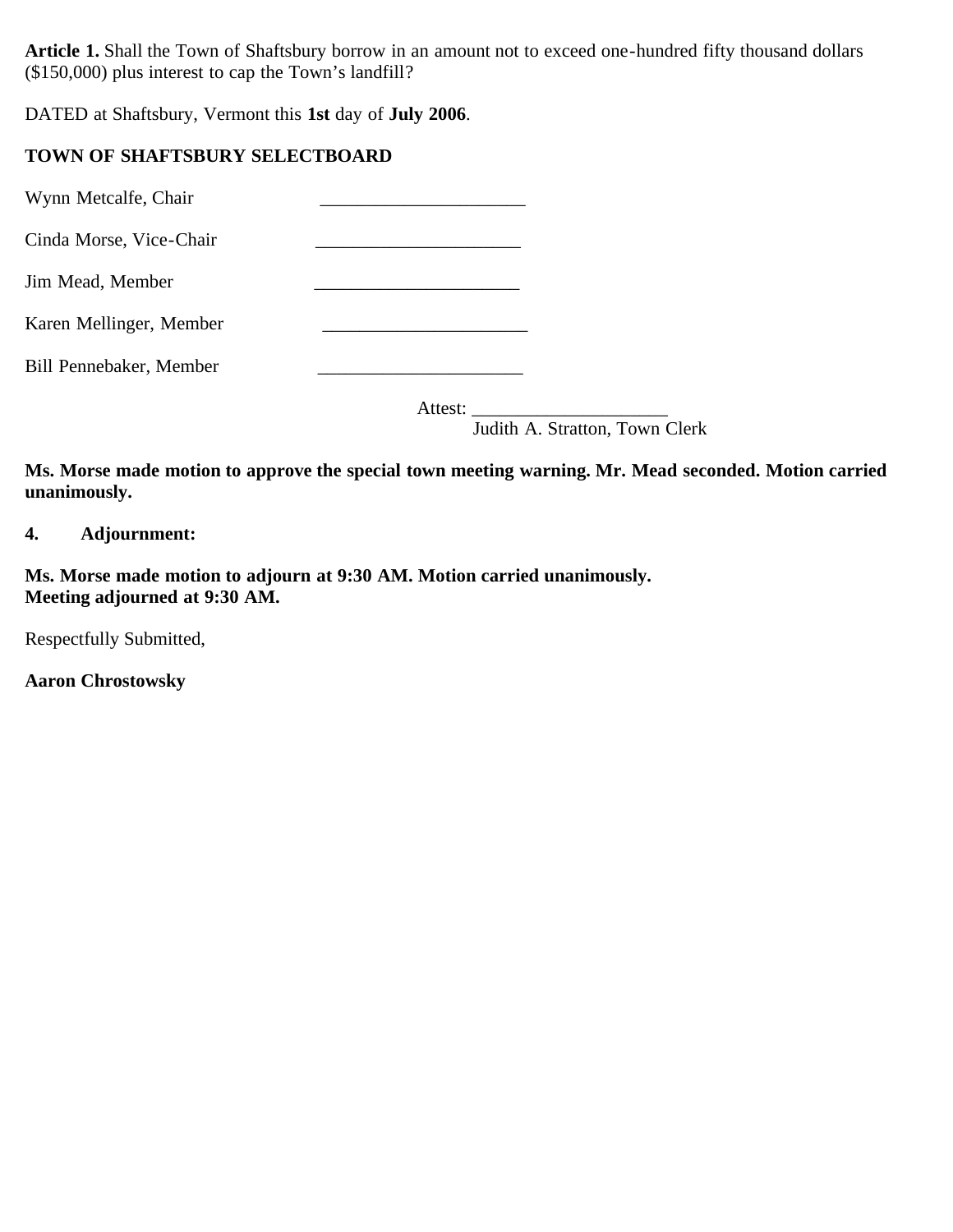**Article 1.** Shall the Town of Shaftsbury borrow in an amount not to exceed one-hundred fifty thousand dollars ($150,000) plus interest to cap the Town's landfill?

DATED at Shaftsbury, Vermont this **1st** day of **July 2006**.

**TOWN OF SHAFTSBURY SELECTBOARD**

Wynn Metcalfe, Chair ______________________

Cinda Morse, Vice-Chair ______________________

Jim Mead, Member ______________________

Karen Mellinger, Member ______________________

Bill Pennebaker, Member ______________________

Attest: ____________________
Judith A. Stratton, Town Clerk

**Ms. Morse made motion to approve the special town meeting warning. Mr. Mead seconded. Motion carried unanimously.**

**4. Adjournment:**

**Ms. Morse made motion to adjourn at 9:30 AM. Motion carried unanimously.**
**Meeting adjourned at 9:30 AM.**

Respectfully Submitted,

**Aaron Chrostowsky**